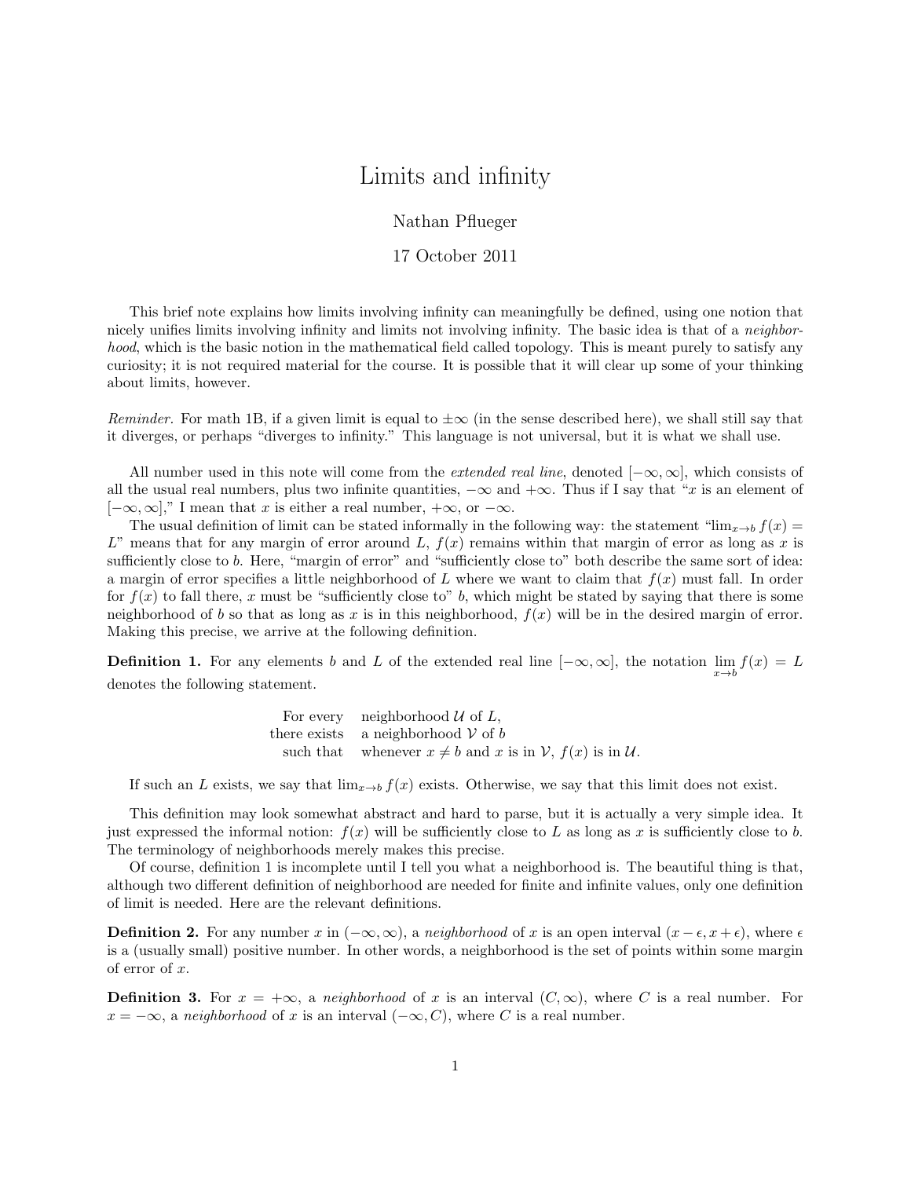# Limits and infinity

Nathan Pflueger

17 October 2011

This brief note explains how limits involving infinity can meaningfully be defined, using one notion that nicely unifies limits involving infinity and limits not involving infinity. The basic idea is that of a *neighborhood*, which is the basic notion in the mathematical field called topology. This is meant purely to satisfy any curiosity; it is not required material for the course. It is possible that it will clear up some of your thinking about limits, however.

*Reminder.* For math 1B, if a given limit is equal to $\pm\infty$ (in the sense described here), we shall still say that it diverges, or perhaps "diverges to infinity." This language is not universal, but it is what we shall use.

All number used in this note will come from the *extended real line*, denoted $[-\infty, \infty]$, which consists of all the usual real numbers, plus two infinite quantities, $-\infty$ and $+\infty$. Thus if I say that "$x$ is an element of $[-\infty, \infty]$," I mean that $x$ is either a real number, $+\infty$, or $-\infty$.

The usual definition of limit can be stated informally in the following way: the statement "$\lim_{x \to b} f(x) = L$" means that for any margin of error around $L$, $f(x)$ remains within that margin of error as long as $x$ is sufficiently close to $b$. Here, "margin of error" and "sufficiently close to" both describe the same sort of idea: a margin of error specifies a little neighborhood of $L$ where we want to claim that $f(x)$ must fall. In order for $f(x)$ to fall there, $x$ must be "sufficiently close to" $b$, which might be stated by saying that there is some neighborhood of $b$ so that as long as $x$ is in this neighborhood, $f(x)$ will be in the desired margin of error. Making this precise, we arrive at the following definition.

**Definition 1.** For any elements $b$ and $L$ of the extended real line $[-\infty, \infty]$, the notation $\lim_{x \to b} f(x) = L$ denotes the following statement.

For every neighborhood $\mathcal{U}$ of $L$,
there exists a neighborhood $\mathcal{V}$ of $b$
such that whenever $x \neq b$ and $x$ is in $\mathcal{V}$, $f(x)$ is in $\mathcal{U}$.

If such an $L$ exists, we say that $\lim_{x \to b} f(x)$ exists. Otherwise, we say that this limit does not exist.

This definition may look somewhat abstract and hard to parse, but it is actually a very simple idea. It just expressed the informal notion: $f(x)$ will be sufficiently close to $L$ as long as $x$ is sufficiently close to $b$. The terminology of neighborhoods merely makes this precise.

Of course, definition 1 is incomplete until I tell you what a neighborhood is. The beautiful thing is that, although two different definition of neighborhood are needed for finite and infinite values, only one definition of limit is needed. Here are the relevant definitions.

**Definition 2.** For any number $x$ in $(-\infty, \infty)$, a *neighborhood* of $x$ is an open interval $(x - \epsilon, x + \epsilon)$, where $\epsilon$ is a (usually small) positive number. In other words, a neighborhood is the set of points within some margin of error of $x$.

**Definition 3.** For $x = +\infty$, a *neighborhood* of $x$ is an interval $(C, \infty)$, where $C$ is a real number. For $x = -\infty$, a *neighborhood* of $x$ is an interval $(-\infty, C)$, where $C$ is a real number.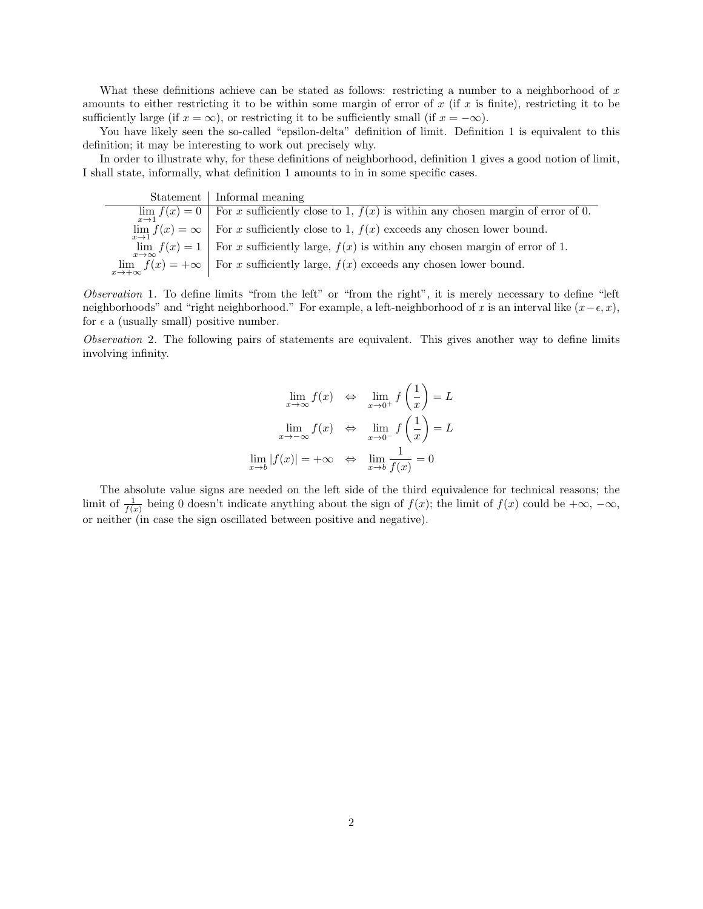What these definitions achieve can be stated as follows: restricting a number to a neighborhood of $x$ amounts to either restricting it to be within some margin of error of $x$ (if $x$ is finite), restricting it to be sufficiently large (if $x = \infty$), or restricting it to be sufficiently small (if $x = -\infty$).

You have likely seen the so-called "epsilon-delta" definition of limit. Definition 1 is equivalent to this definition; it may be interesting to work out precisely why.

In order to illustrate why, for these definitions of neighborhood, definition 1 gives a good notion of limit, I shall state, informally, what definition 1 amounts to in in some specific cases.

| Statement | Informal meaning |
|---|---|
| $\lim_{x \to 1} f(x) = 0$ | For $x$ sufficiently close to 1, $f(x)$ is within any chosen margin of error of 0. |
| $\lim_{x \to 1} f(x) = \infty$ | For $x$ sufficiently close to 1, $f(x)$ exceeds any chosen lower bound. |
| $\lim_{x \to \infty} f(x) = 1$ | For $x$ sufficiently large, $f(x)$ is within any chosen margin of error of 1. |
| $\lim_{x \to +\infty} f(x) = +\infty$ | For $x$ sufficiently large, $f(x)$ exceeds any chosen lower bound. |

*Observation* 1. To define limits "from the left" or "from the right", it is merely necessary to define "left neighborhoods" and "right neighborhood." For example, a left-neighborhood of $x$ is an interval like $(x - \epsilon, x)$, for $\epsilon$ a (usually small) positive number.

*Observation* 2. The following pairs of statements are equivalent. This gives another way to define limits involving infinity.

$$\lim_{x \to \infty} f(x) \quad \Leftrightarrow \quad \lim_{x \to 0^+} f\left(\frac{1}{x}\right) = L$$

$$\lim_{x \to -\infty} f(x) \quad \Leftrightarrow \quad \lim_{x \to 0^-} f\left(\frac{1}{x}\right) = L$$

$$\lim_{x \to b} |f(x)| = +\infty \quad \Leftrightarrow \quad \lim_{x \to b} \frac{1}{f(x)} = 0$$

The absolute value signs are needed on the left side of the third equivalence for technical reasons; the limit of $\frac{1}{f(x)}$ being 0 doesn't indicate anything about the sign of $f(x)$; the limit of $f(x)$ could be $+\infty$, $-\infty$, or neither (in case the sign oscillated between positive and negative).